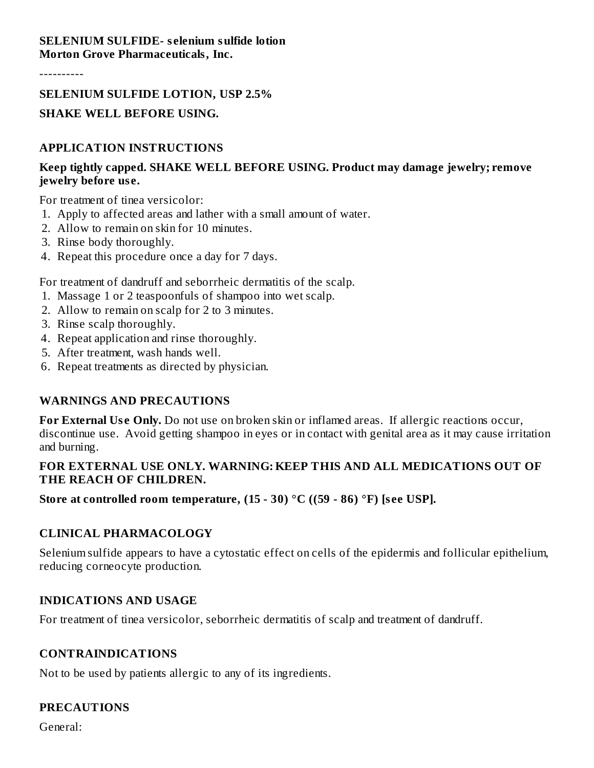**SELENIUM SULFIDE- selenium sulfide lotion**
**Morton Grove Pharmaceuticals, Inc.**

----------

**SELENIUM SULFIDE LOTION, USP 2.5%**

**SHAKE WELL BEFORE USING.**

## APPLICATION INSTRUCTIONS

**Keep tightly capped. SHAKE WELL BEFORE USING. Product may damage jewelry; remove jewelry before use.**

For treatment of tinea versicolor:

1. Apply to affected areas and lather with a small amount of water.
2. Allow to remain on skin for 10 minutes.
3. Rinse body thoroughly.
4. Repeat this procedure once a day for 7 days.

For treatment of dandruff and seborrheic dermatitis of the scalp.

1. Massage 1 or 2 teaspoonfuls of shampoo into wet scalp.
2. Allow to remain on scalp for 2 to 3 minutes.
3. Rinse scalp thoroughly.
4. Repeat application and rinse thoroughly.
5. After treatment, wash hands well.
6. Repeat treatments as directed by physician.

## WARNINGS AND PRECAUTIONS

**For External Use Only.** Do not use on broken skin or inflamed areas. If allergic reactions occur, discontinue use. Avoid getting shampoo in eyes or in contact with genital area as it may cause irritation and burning.

**FOR EXTERNAL USE ONLY. WARNING: KEEP THIS AND ALL MEDICATIONS OUT OF THE REACH OF CHILDREN.**

**Store at controlled room temperature, (15 - 30) °C ((59 - 86) °F) [see USP].**

## CLINICAL PHARMACOLOGY

Selenium sulfide appears to have a cytostatic effect on cells of the epidermis and follicular epithelium, reducing corneocyte production.

## INDICATIONS AND USAGE

For treatment of tinea versicolor, seborrheic dermatitis of scalp and treatment of dandruff.

## CONTRAINDICATIONS

Not to be used by patients allergic to any of its ingredients.

## PRECAUTIONS

General: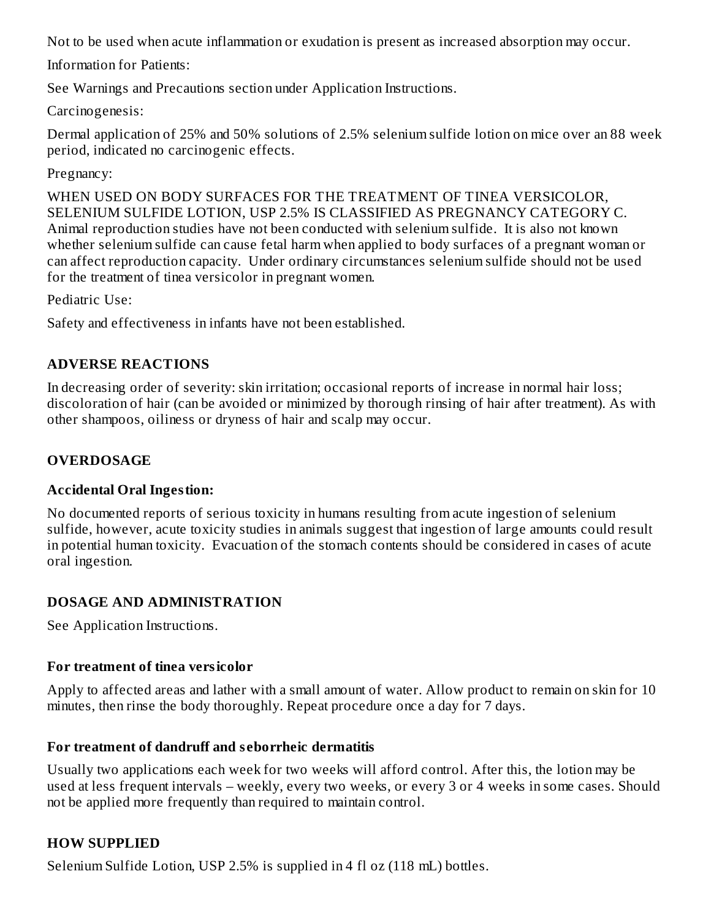Not to be used when acute inflammation or exudation is present as increased absorption may occur.

Information for Patients:

See Warnings and Precautions section under Application Instructions.

Carcinogenesis:

Dermal application of 25% and 50% solutions of 2.5% selenium sulfide lotion on mice over an 88 week period, indicated no carcinogenic effects.

Pregnancy:

WHEN USED ON BODY SURFACES FOR THE TREATMENT OF TINEA VERSICOLOR, SELENIUM SULFIDE LOTION, USP 2.5% IS CLASSIFIED AS PREGNANCY CATEGORY C. Animal reproduction studies have not been conducted with selenium sulfide. It is also not known whether selenium sulfide can cause fetal harm when applied to body surfaces of a pregnant woman or can affect reproduction capacity. Under ordinary circumstances selenium sulfide should not be used for the treatment of tinea versicolor in pregnant women.

Pediatric Use:

Safety and effectiveness in infants have not been established.

## ADVERSE REACTIONS

In decreasing order of severity: skin irritation; occasional reports of increase in normal hair loss; discoloration of hair (can be avoided or minimized by thorough rinsing of hair after treatment). As with other shampoos, oiliness or dryness of hair and scalp may occur.

## OVERDOSAGE

### Accidental Oral Ingestion:

No documented reports of serious toxicity in humans resulting from acute ingestion of selenium sulfide, however, acute toxicity studies in animals suggest that ingestion of large amounts could result in potential human toxicity. Evacuation of the stomach contents should be considered in cases of acute oral ingestion.

## DOSAGE AND ADMINISTRATION

See Application Instructions.

### For treatment of tinea versicolor

Apply to affected areas and lather with a small amount of water. Allow product to remain on skin for 10 minutes, then rinse the body thoroughly. Repeat procedure once a day for 7 days.

### For treatment of dandruff and seborrheic dermatitis

Usually two applications each week for two weeks will afford control. After this, the lotion may be used at less frequent intervals – weekly, every two weeks, or every 3 or 4 weeks in some cases. Should not be applied more frequently than required to maintain control.

## HOW SUPPLIED

Selenium Sulfide Lotion, USP 2.5% is supplied in 4 fl oz (118 mL) bottles.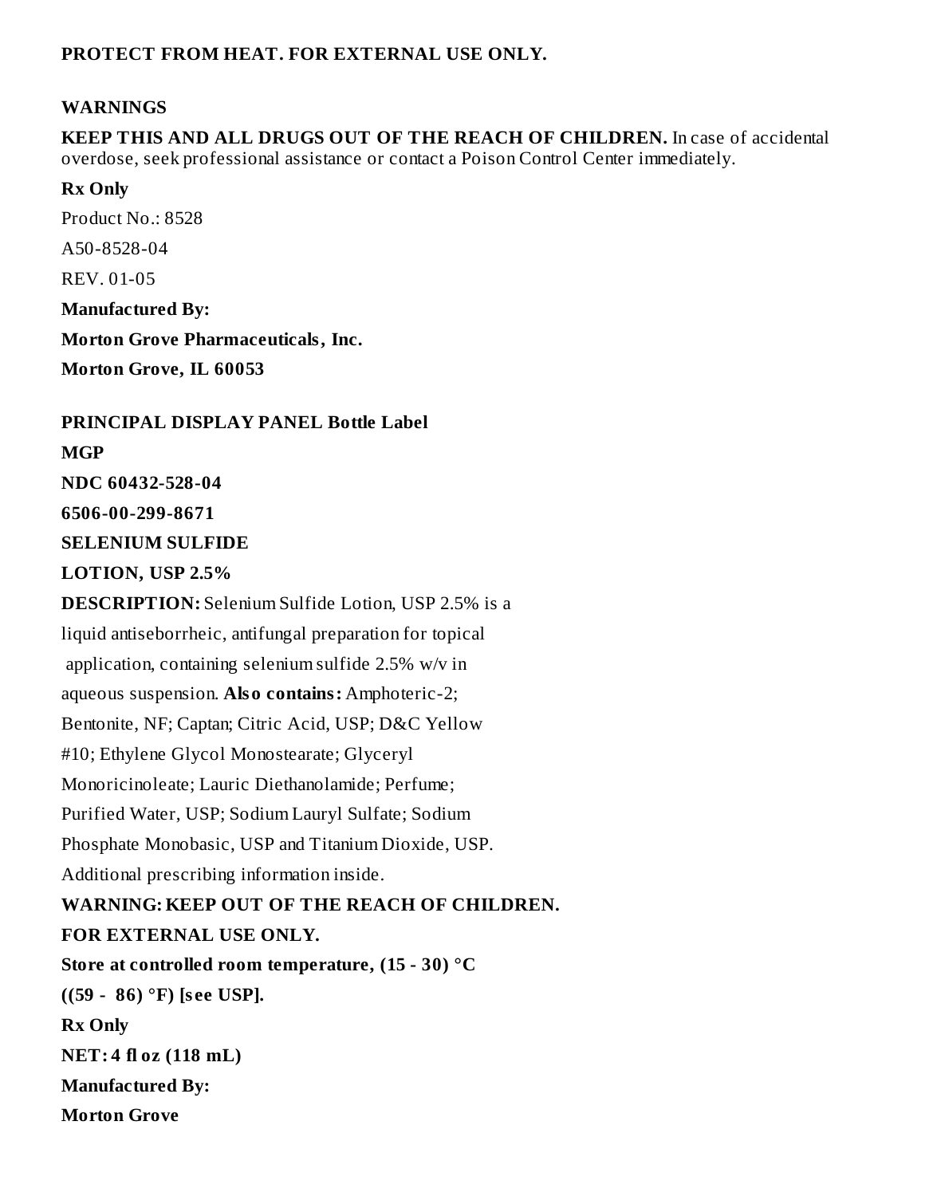**PROTECT FROM HEAT. FOR EXTERNAL USE ONLY.**

**WARNINGS**

**KEEP THIS AND ALL DRUGS OUT OF THE REACH OF CHILDREN.** In case of accidental overdose, seek professional assistance or contact a Poison Control Center immediately.

**Rx Only**

Product No.: 8528

A50-8528-04

REV. 01-05

**Manufactured By:**

**Morton Grove Pharmaceuticals, Inc.**

**Morton Grove, IL 60053**

**PRINCIPAL DISPLAY PANEL Bottle Label**

**MGP**

**NDC 60432-528-04**

**6506-00-299-8671**

**SELENIUM SULFIDE**

**LOTION, USP 2.5%**

**DESCRIPTION:** Selenium Sulfide Lotion, USP 2.5% is a liquid antiseborrheic, antifungal preparation for topical application, containing selenium sulfide 2.5% w/v in aqueous suspension. **Also contains:** Amphoteric-2; Bentonite, NF; Captan; Citric Acid, USP; D&C Yellow #10; Ethylene Glycol Monostearate; Glyceryl Monoricinoleate; Lauric Diethanolamide; Perfume; Purified Water, USP; Sodium Lauryl Sulfate; Sodium Phosphate Monobasic, USP and Titanium Dioxide, USP.

Additional prescribing information inside.

**WARNING: KEEP OUT OF THE REACH OF CHILDREN.**

**FOR EXTERNAL USE ONLY.**

**Store at controlled room temperature, (15 - 30) °C ((59 - 86) °F) [see USP].**

**Rx Only**

**NET: 4 fl oz (118 mL)**

**Manufactured By:**

**Morton Grove**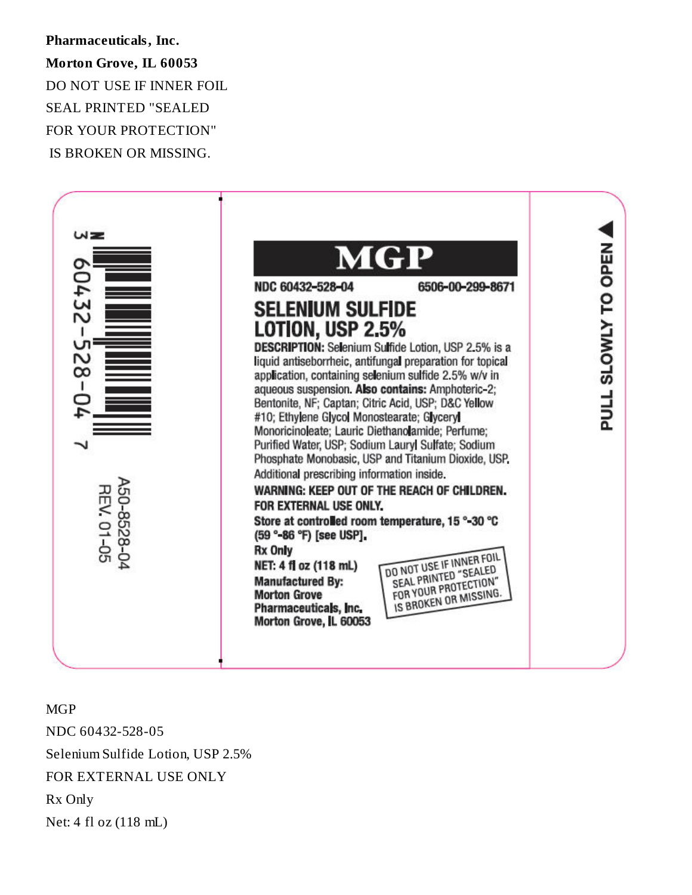**Pharmaceuticals, Inc.**

**Morton Grove, IL 60053**

DO NOT USE IF INNER FOIL SEAL PRINTED "SEALED FOR YOUR PROTECTION" IS BROKEN OR MISSING.

3 60432-528-04 7

A50-8528-04
REV. 01-05

# MGP

NDC 60432-528-04 6506-00-299-8671

## SELENIUM SULFIDE LOTION, USP 2.5%

**DESCRIPTION:** Selenium Sulfide Lotion, USP 2.5% is a liquid antiseborrheic, antifungal preparation for topical application, containing selenium sulfide 2.5% w/v in aqueous suspension. **Also contains:** Amphoteric-2; Bentonite, NF; Captan; Citric Acid, USP; D&C Yellow #10; Ethylene Glycol Monostearate; Glyceryl Monoricinoleate; Lauric Diethanolamide; Perfume; Purified Water, USP; Sodium Lauryl Sulfate; Sodium Phosphate Monobasic, USP and Titanium Dioxide, USP. Additional prescribing information inside.

**WARNING: KEEP OUT OF THE REACH OF CHILDREN.**

**FOR EXTERNAL USE ONLY.**

**Store at controlled room temperature, 15 °-30 °C (59 °-86 °F) [see USP].**

**Rx Only**

**NET: 4 fl oz (118 mL)**

**Manufactured By:**
**Morton Grove Pharmaceuticals, Inc.**
**Morton Grove, IL 60053**

DO NOT USE IF INNER FOIL SEAL PRINTED "SEALED FOR YOUR PROTECTION" IS BROKEN OR MISSING.

**PULL SLOWLY TO OPEN**

MGP

NDC 60432-528-05

Selenium Sulfide Lotion, USP 2.5%

FOR EXTERNAL USE ONLY

Rx Only

Net: 4 fl oz (118 mL)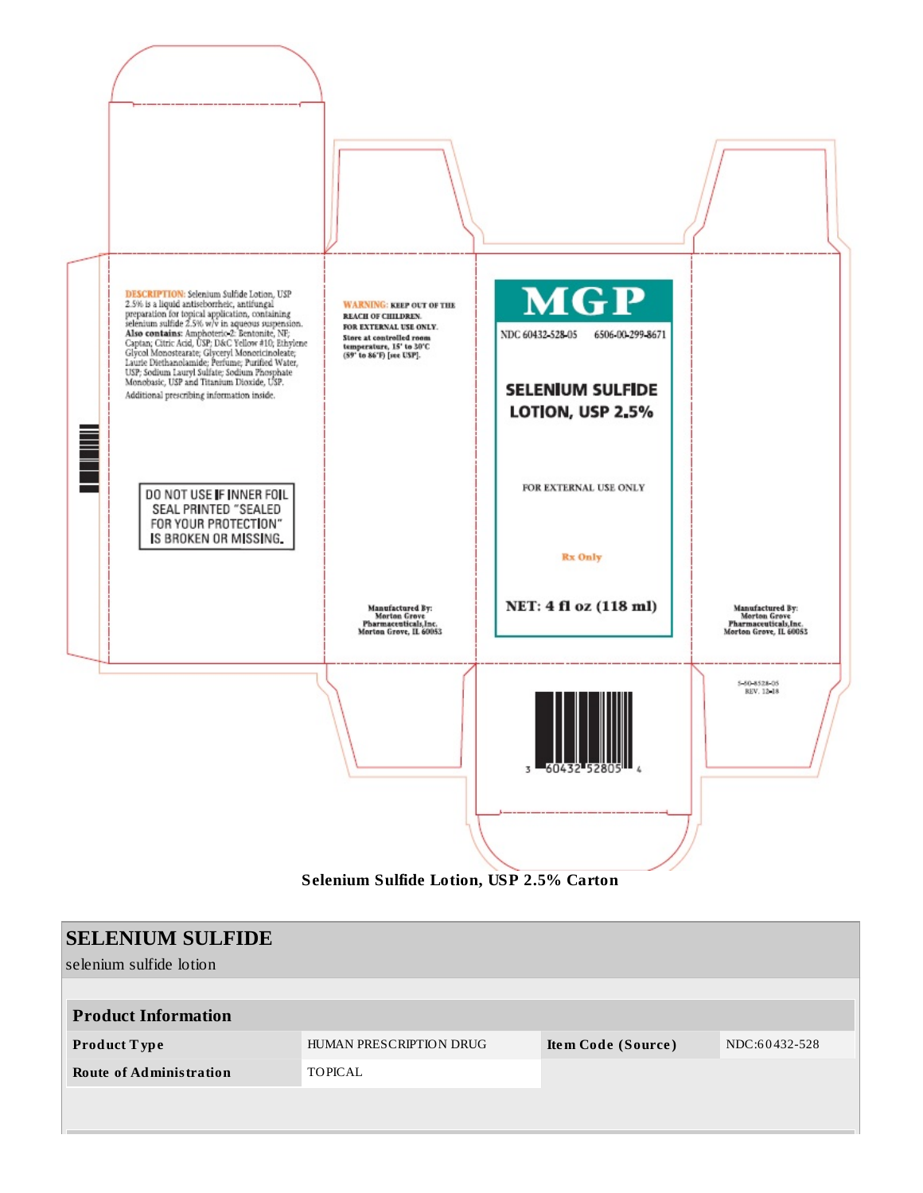**DESCRIPTION:** Selenium Sulfide Lotion, USP 2.5% is a liquid antiseborrheic, antifungal preparation for topical application, containing selenium sulfide 2.5% w/v in aqueous suspension. **Also contains:** Amphoterio-2; Bentonite, NF; Captan; Citric Acid, USP; D&C Yellow #10; Ethylene Glycol Monostearate; Glyceryl Monoricinoleate; Lauric Diethanolamide; Perfume; Purified Water, USP; Sodium Lauryl Sulfate; Sodium Phosphate Monobasic, USP and Titanium Dioxide, USP.

Additional prescribing information inside.

DO NOT USE IF INNER FOIL SEAL PRINTED "SEALED FOR YOUR PROTECTION" IS BROKEN OR MISSING.

**WARNING:** KEEP OUT OF THE REACH OF CHILDREN.
FOR EXTERNAL USE ONLY.
Store at controlled room temperature, 15° to 30°C (59° to 86°F) [see USP].

Manufactured By:
Morton Grove Pharmaceuticals, Inc.
Morton Grove, IL 60053

**MGP**

NDC 60432-528-05 6506-00-299-8671

**SELENIUM SULFIDE LOTION, USP 2.5%**

FOR EXTERNAL USE ONLY

Rx Only

**NET: 4 fl oz (118 ml)**

3 60432 52805 4

Manufactured By:
Morton Grove Pharmaceuticals, Inc.
Morton Grove, IL 60053

5-60-8528-05
REV. 12-18

**Selenium Sulfide Lotion, USP 2.5% Carton**

## SELENIUM SULFIDE

selenium sulfide lotion

| **Product Information** | | | |
|---|---|---|---|
| **Product Type** | HUMAN PRESCRIPTION DRUG | **Item Code (Source)** | NDC:60432-528 |
| **Route of Administration** | TOPICAL | | |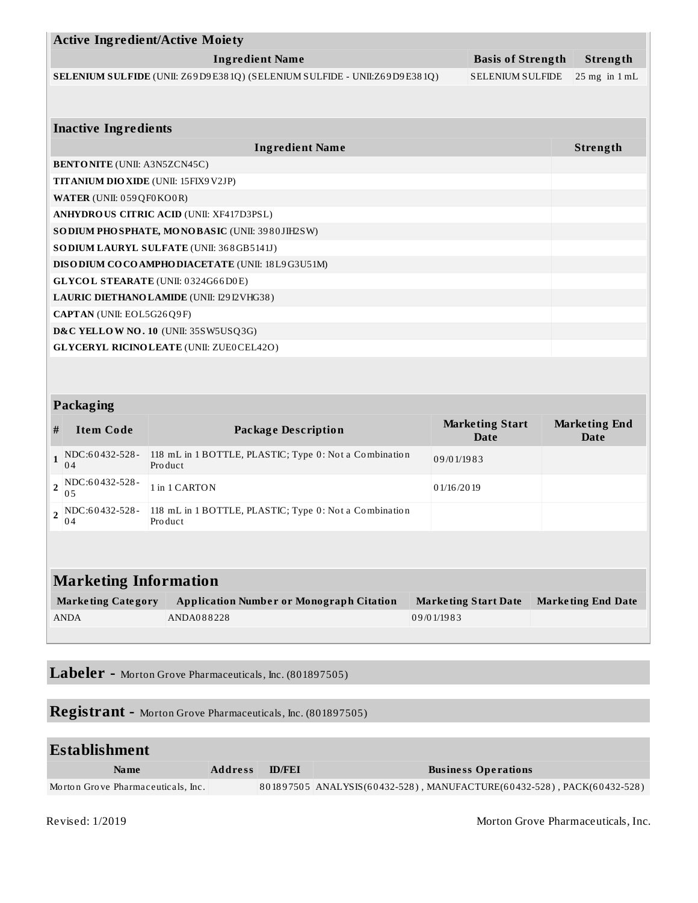| Active Ingredient/Active Moiety | | |
|---|---|---|
| **Ingredient Name** | **Basis of Strength** | **Strength** |
| **SELENIUM SULFIDE** (UNII: Z69D9E381Q) (SELENIUM SULFIDE - UNII:Z69D9E381Q) | SELENIUM SULFIDE | 25 mg in 1 mL |

| Inactive Ingredients | |
|---|---|
| **Ingredient Name** | **Strength** |
| **BENTONITE** (UNII: A3N5ZCN45C) | |
| **TITANIUM DIOXIDE** (UNII: 15FIX9V2JP) | |
| **WATER** (UNII: 059QF0KO0R) | |
| **ANHYDROUS CITRIC ACID** (UNII: XF417D3PSL) | |
| **SODIUM PHOSPHATE, MONOBASIC** (UNII: 3980JIH2SW) | |
| **SODIUM LAURYL SULFATE** (UNII: 368GB5141J) | |
| **DISODIUM COCOAMPHODIACETATE** (UNII: 18L9G3U51M) | |
| **GLYCOL STEARATE** (UNII: 0324G66D0E) | |
| **LAURIC DIETHANOLAMIDE** (UNII: I29I2VHG38) | |
| **CAPTAN** (UNII: EOL5G26Q9F) | |
| **D&C YELLOW NO. 10** (UNII: 35SW5USQ3G) | |
| **GLYCERYL RICINOLEATE** (UNII: ZUE0CEL42O) | |

| Packaging | | | | |
|---|---|---|---|---|
| **#** | **Item Code** | **Package Description** | **Marketing Start Date** | **Marketing End Date** |
| 1 | NDC:60432-528-04 | 118 mL in 1 BOTTLE, PLASTIC; Type 0: Not a Combination Product | 09/01/1983 | |
| 2 | NDC:60432-528-05 | 1 in 1 CARTON | 01/16/2019 | |
| 2 | NDC:60432-528-04 | 118 mL in 1 BOTTLE, PLASTIC; Type 0: Not a Combination Product | | |

| Marketing Information | | | |
|---|---|---|---|
| **Marketing Category** | **Application Number or Monograph Citation** | **Marketing Start Date** | **Marketing End Date** |
| ANDA | ANDA088228 | 09/01/1983 | |

## Labeler - Morton Grove Pharmaceuticals, Inc. (801897505)

## Registrant - Morton Grove Pharmaceuticals, Inc. (801897505)

| Establishment | | | |
|---|---|---|---|
| **Name** | **Address** | **ID/FEI** | **Business Operations** |
| Morton Grove Pharmaceuticals, Inc. | | 801897505 | ANALYSIS(60432-528), MANUFACTURE(60432-528), PACK(60432-528) |

Revised: 1/2019

Morton Grove Pharmaceuticals, Inc.